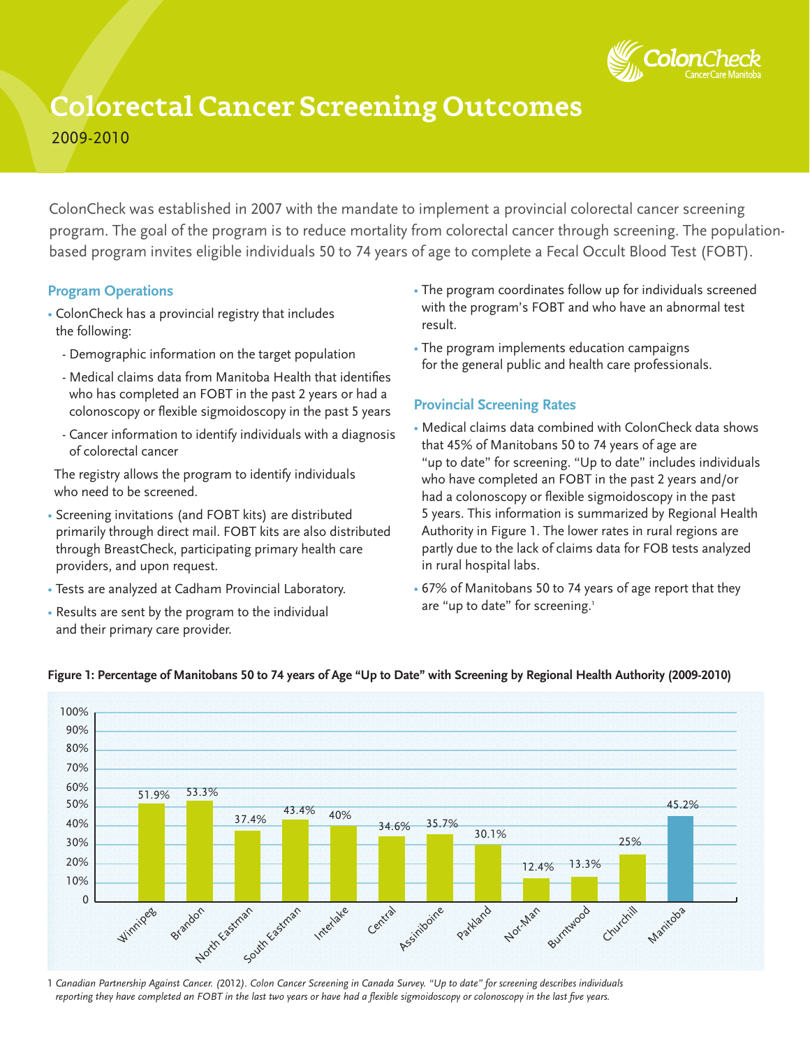# Colorectal Cancer Screening Outcomes

2009-2010

ColonCheck was established in 2007 with the mandate to implement a provincial colorectal cancer screening program. The goal of the program is to reduce mortality from colorectal cancer through screening. The population-based program invites eligible individuals 50 to 74 years of age to complete a Fecal Occult Blood Test (FOBT).

## Program Operations

- ColonCheck has a provincial registry that includes the following:
  - Demographic information on the target population
  - Medical claims data from Manitoba Health that identifies who has completed an FOBT in the past 2 years or had a colonoscopy or flexible sigmoidoscopy in the past 5 years
  - Cancer information to identify individuals with a diagnosis of colorectal cancer

  The registry allows the program to identify individuals who need to be screened.
- Screening invitations (and FOBT kits) are distributed primarily through direct mail. FOBT kits are also distributed through BreastCheck, participating primary health care providers, and upon request.
- Tests are analyzed at Cadham Provincial Laboratory.
- Results are sent by the program to the individual and their primary care provider.
- The program coordinates follow up for individuals screened with the program's FOBT and who have an abnormal test result.
- The program implements education campaigns for the general public and health care professionals.

## Provincial Screening Rates

- Medical claims data combined with ColonCheck data shows that 45% of Manitobans 50 to 74 years of age are "up to date" for screening. "Up to date" includes individuals who have completed an FOBT in the past 2 years and/or had a colonoscopy or flexible sigmoidoscopy in the past 5 years. This information is summarized by Regional Health Authority in Figure 1. The lower rates in rural regions are partly due to the lack of claims data for FOB tests analyzed in rural hospital labs.
- 67% of Manitobans 50 to 74 years of age report that they are "up to date" for screening.[1]

**Figure 1: Percentage of Manitobans 50 to 74 years of Age "Up to Date" with Screening by Regional Health Authority (2009-2010)**

| Regional Health Authority | Percentage "Up to Date" |
|---|---|
| Winnipeg | 51.9% |
| Brandon | 53.3% |
| North Eastman | 37.4% |
| South Eastman | 43.4% |
| Interlake | 40% |
| Central | 34.6% |
| Assiniboine | 35.7% |
| Parkland | 30.1% |
| Nor-Man | 12.4% |
| Burntwood | 13.3% |
| Churchill | 25% |
| Manitoba | 45.2% |

1 *Canadian Partnership Against Cancer. (2012). Colon Cancer Screening in Canada Survey. "Up to date" for screening describes individuals reporting they have completed an FOBT in the last two years or have had a flexible sigmoidoscopy or colonoscopy in the last five years.*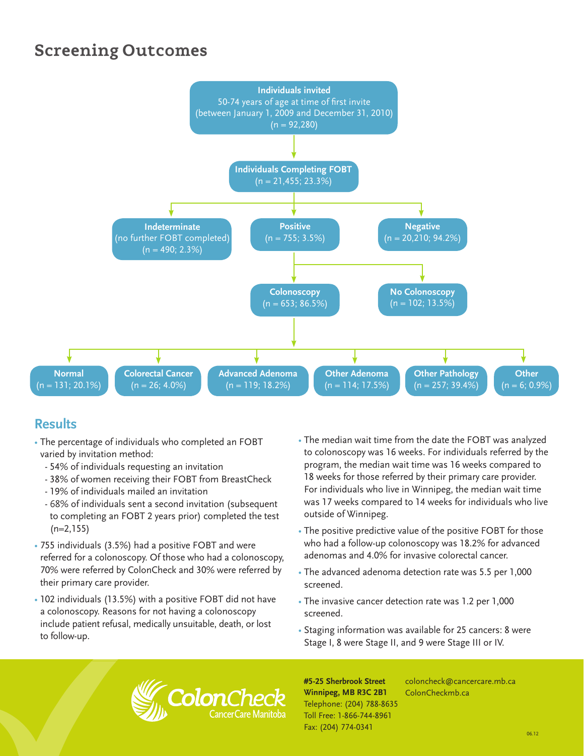# Screening Outcomes

**Individuals invited**
50-74 years of age at time of first invite
(between January 1, 2009 and December 31, 2010)
(n = 92,280)

**Individuals Completing FOBT**
(n = 21,455; 23.3%)

**Indeterminate**
(no further FOBT completed)
(n = 490; 2.3%)

**Positive**
(n = 755; 3.5%)

**Negative**
(n = 20,210; 94.2%)

**Colonoscopy**
(n = 653; 86.5%)

**No Colonoscopy**
(n = 102; 13.5%)

**Normal**
(n = 131; 20.1%)

**Colorectal Cancer**
(n = 26; 4.0%)

**Advanced Adenoma**
(n = 119; 18.2%)

**Other Adenoma**
(n = 114; 17.5%)

**Other Pathology**
(n = 257; 39.4%)

**Other**
(n = 6; 0.9%)

## Results

- The percentage of individuals who completed an FOBT varied by invitation method:
  - 54% of individuals requesting an invitation
  - 38% of women receiving their FOBT from BreastCheck
  - 19% of individuals mailed an invitation
  - 68% of individuals sent a second invitation (subsequent to completing an FOBT 2 years prior) completed the test (n=2,155)
- 755 individuals (3.5%) had a positive FOBT and were referred for a colonoscopy. Of those who had a colonoscopy, 70% were referred by ColonCheck and 30% were referred by their primary care provider.
- 102 individuals (13.5%) with a positive FOBT did not have a colonoscopy. Reasons for not having a colonoscopy include patient refusal, medically unsuitable, death, or lost to follow-up.
- The median wait time from the date the FOBT was analyzed to colonoscopy was 16 weeks. For individuals referred by the program, the median wait time was 16 weeks compared to 18 weeks for those referred by their primary care provider. For individuals who live in Winnipeg, the median wait time was 17 weeks compared to 14 weeks for individuals who live outside of Winnipeg.
- The positive predictive value of the positive FOBT for those who had a follow-up colonoscopy was 18.2% for advanced adenomas and 4.0% for invasive colorectal cancer.
- The advanced adenoma detection rate was 5.5 per 1,000 screened.
- The invasive cancer detection rate was 1.2 per 1,000 screened.
- Staging information was available for 25 cancers: 8 were Stage I, 8 were Stage II, and 9 were Stage III or IV.

ColonCheck
CancerCare Manitoba

**#5-25 Sherbrook Street**
**Winnipeg, MB R3C 2B1**
Telephone: (204) 788-8635
Toll Free: 1-866-744-8961
Fax: (204) 774-0341

coloncheck@cancercare.mb.ca
ColonCheckmb.ca

06.12